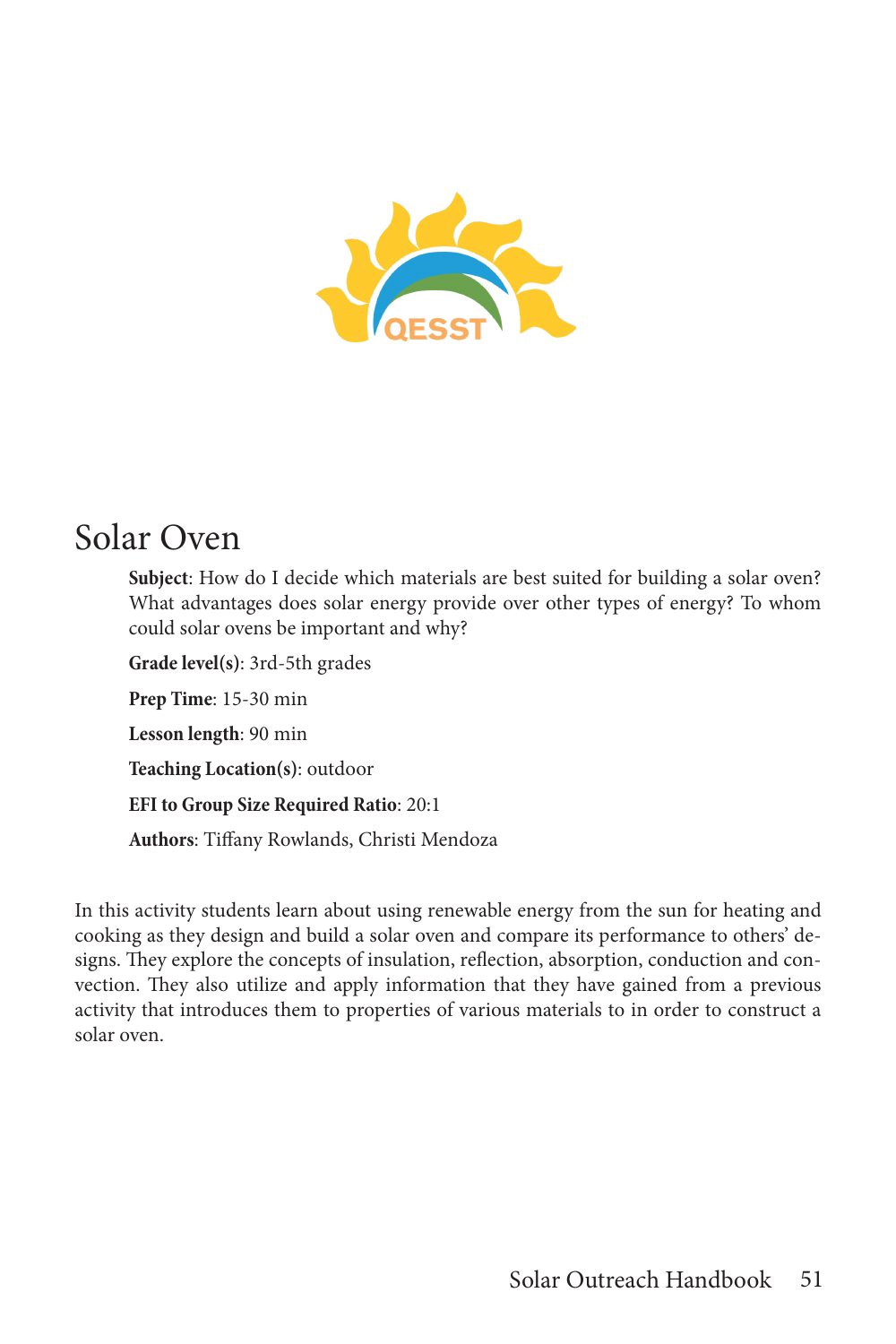# Solar Oven

**Subject**: How do I decide which materials are best suited for building a solar oven? What advantages does solar energy provide over other types of energy? To whom could solar ovens be important and why?

**Grade level(s)**: 3rd-5th grades

**Prep Time**: 15-30 min

**Lesson length**: 90 min

**Teaching Location(s)**: outdoor

**EFI to Group Size Required Ratio**: 20:1

**Authors**: Tiffany Rowlands, Christi Mendoza

In this activity students learn about using renewable energy from the sun for heating and cooking as they design and build a solar oven and compare its performance to others' designs. They explore the concepts of insulation, reflection, absorption, conduction and convection. They also utilize and apply information that they have gained from a previous activity that introduces them to properties of various materials to in order to construct a solar oven.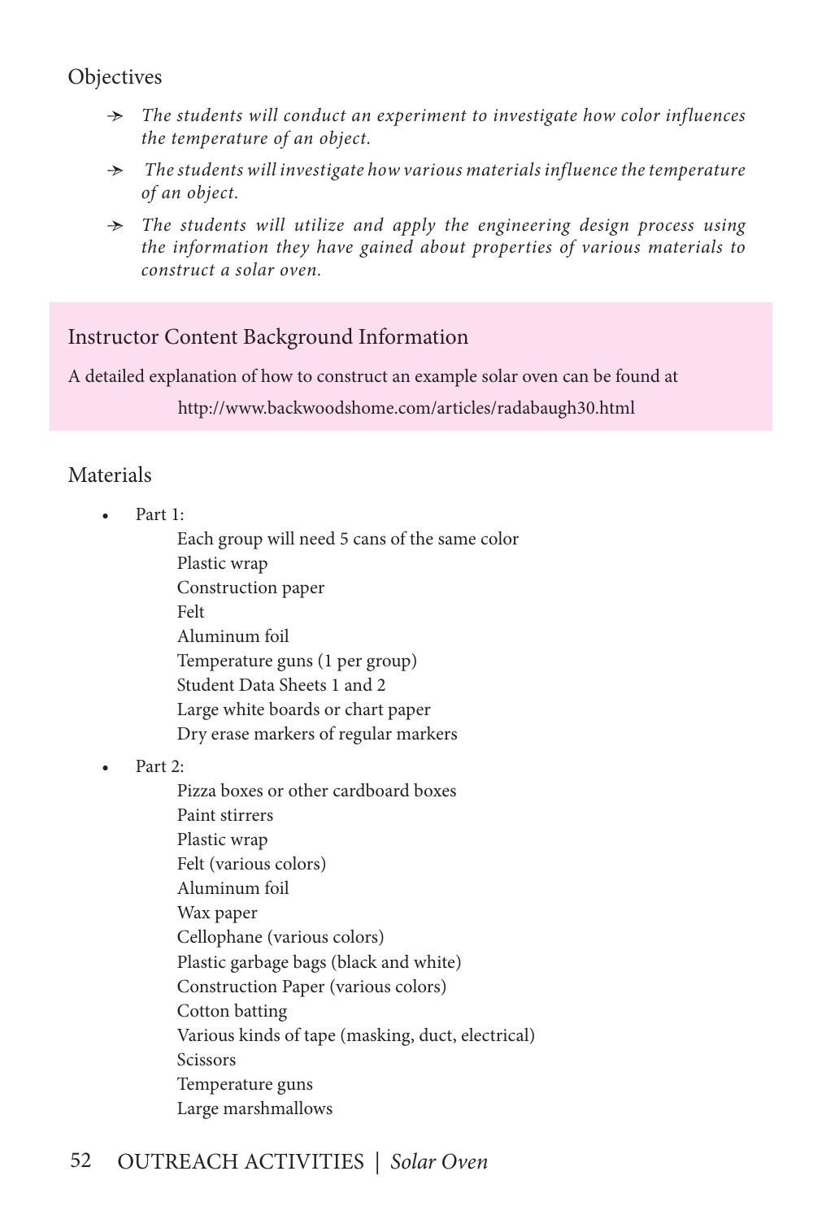## Objectives

- *The students will conduct an experiment to investigate how color influences the temperature of an object.*
- *The students will investigate how various materials influence the temperature of an object.*
- *The students will utilize and apply the engineering design process using the information they have gained about properties of various materials to construct a solar oven.*

## Instructor Content Background Information

A detailed explanation of how to construct an example solar oven can be found at

http://www.backwoodshome.com/articles/radabaugh30.html

## Materials

- Part 1:
  - Each group will need 5 cans of the same color
  - Plastic wrap
  - Construction paper
  - Felt
  - Aluminum foil
  - Temperature guns (1 per group)
  - Student Data Sheets 1 and 2
  - Large white boards or chart paper
  - Dry erase markers of regular markers
- Part 2:
  - Pizza boxes or other cardboard boxes
  - Paint stirrers
  - Plastic wrap
  - Felt (various colors)
  - Aluminum foil
  - Wax paper
  - Cellophane (various colors)
  - Plastic garbage bags (black and white)
  - Construction Paper (various colors)
  - Cotton batting
  - Various kinds of tape (masking, duct, electrical)
  - Scissors
  - Temperature guns
  - Large marshmallows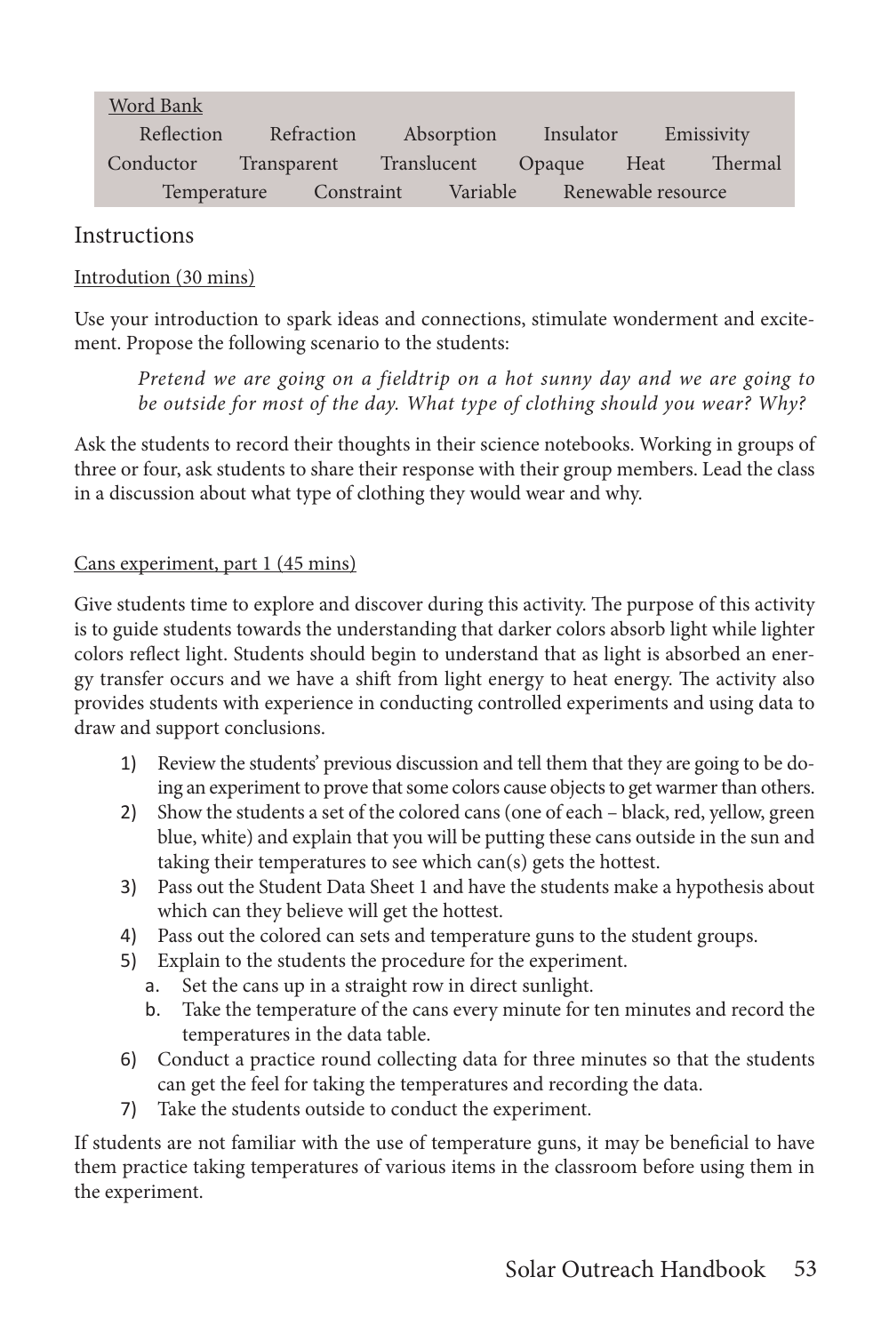Word Bank

Reflection  Refraction  Absorption  Insulator  Emissivity
Conductor  Transparent  Translucent  Opaque  Heat  Thermal
Temperature  Constraint  Variable  Renewable resource

## Instructions

Introdution (30 mins)

Use your introduction to spark ideas and connections, stimulate wonderment and excitement. Propose the following scenario to the students:

> *Pretend we are going on a fieldtrip on a hot sunny day and we are going to be outside for most of the day. What type of clothing should you wear? Why?*

Ask the students to record their thoughts in their science notebooks. Working in groups of three or four, ask students to share their response with their group members. Lead the class in a discussion about what type of clothing they would wear and why.

Cans experiment, part 1 (45 mins)

Give students time to explore and discover during this activity. The purpose of this activity is to guide students towards the understanding that darker colors absorb light while lighter colors reflect light. Students should begin to understand that as light is absorbed an energy transfer occurs and we have a shift from light energy to heat energy. The activity also provides students with experience in conducting controlled experiments and using data to draw and support conclusions.

1) Review the students' previous discussion and tell them that they are going to be doing an experiment to prove that some colors cause objects to get warmer than others.
2) Show the students a set of the colored cans (one of each – black, red, yellow, green blue, white) and explain that you will be putting these cans outside in the sun and taking their temperatures to see which can(s) gets the hottest.
3) Pass out the Student Data Sheet 1 and have the students make a hypothesis about which can they believe will get the hottest.
4) Pass out the colored can sets and temperature guns to the student groups.
5) Explain to the students the procedure for the experiment.
    a. Set the cans up in a straight row in direct sunlight.
    b. Take the temperature of the cans every minute for ten minutes and record the temperatures in the data table.
6) Conduct a practice round collecting data for three minutes so that the students can get the feel for taking the temperatures and recording the data.
7) Take the students outside to conduct the experiment.

If students are not familiar with the use of temperature guns, it may be beneficial to have them practice taking temperatures of various items in the classroom before using them in the experiment.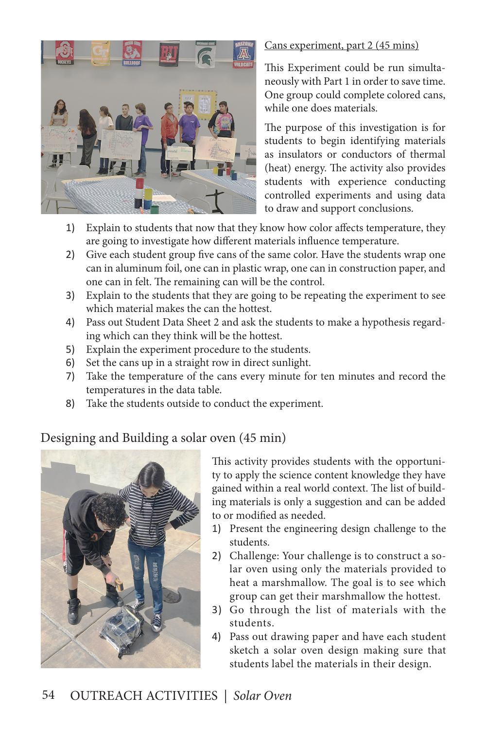Cans experiment, part 2 (45 mins)

This Experiment could be run simultaneously with Part 1 in order to save time. One group could complete colored cans, while one does materials.

The purpose of this investigation is for students to begin identifying materials as insulators or conductors of thermal (heat) energy. The activity also provides students with experience conducting controlled experiments and using data to draw and support conclusions.

1) Explain to students that now that they know how color affects temperature, they are going to investigate how different materials influence temperature.
2) Give each student group five cans of the same color. Have the students wrap one can in aluminum foil, one can in plastic wrap, one can in construction paper, and one can in felt. The remaining can will be the control.
3) Explain to the students that they are going to be repeating the experiment to see which material makes the can the hottest.
4) Pass out Student Data Sheet 2 and ask the students to make a hypothesis regarding which can they think will be the hottest.
5) Explain the experiment procedure to the students.
6) Set the cans up in a straight row in direct sunlight.
7) Take the temperature of the cans every minute for ten minutes and record the temperatures in the data table.
8) Take the students outside to conduct the experiment.

## Designing and Building a solar oven (45 min)

This activity provides students with the opportunity to apply the science content knowledge they have gained within a real world context. The list of building materials is only a suggestion and can be added to or modified as needed.

1) Present the engineering design challenge to the students.
2) Challenge: Your challenge is to construct a solar oven using only the materials provided to heat a marshmallow. The goal is to see which group can get their marshmallow the hottest.
3) Go through the list of materials with the students.
4) Pass out drawing paper and have each student sketch a solar oven design making sure that students label the materials in their design.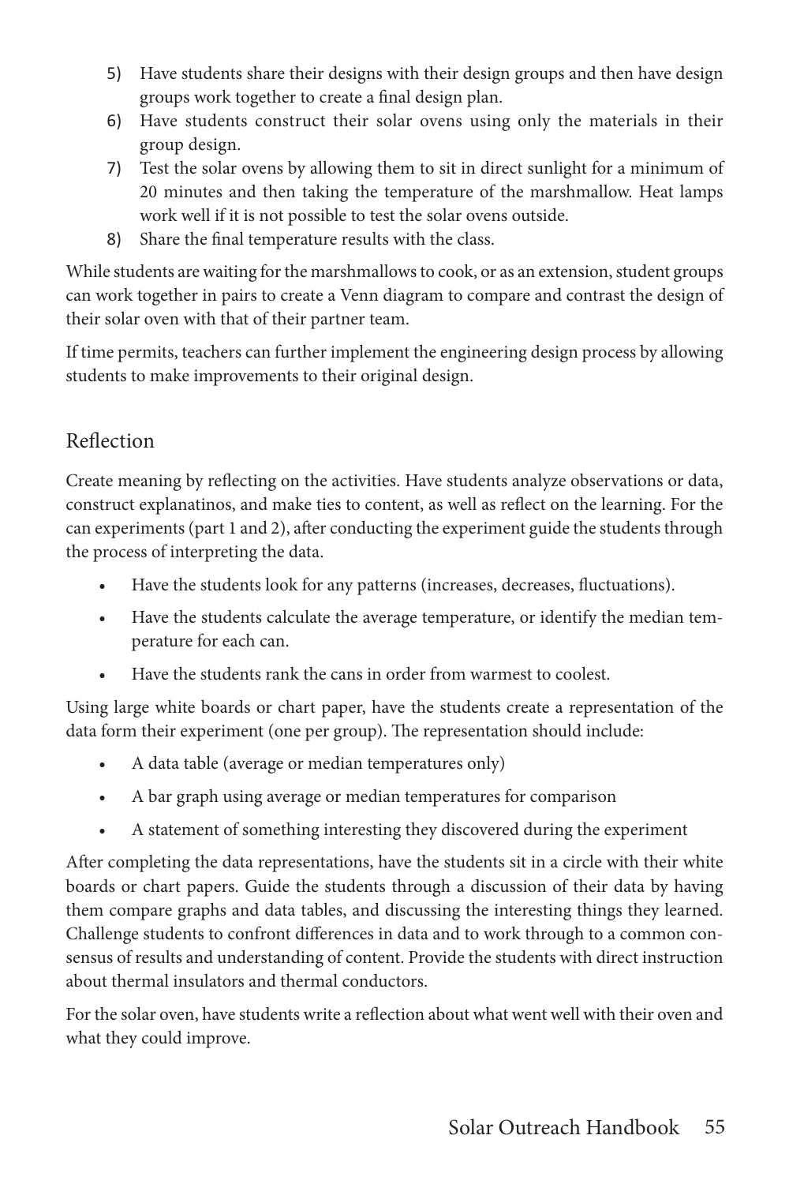5) Have students share their designs with their design groups and then have design groups work together to create a final design plan.
6) Have students construct their solar ovens using only the materials in their group design.
7) Test the solar ovens by allowing them to sit in direct sunlight for a minimum of 20 minutes and then taking the temperature of the marshmallow. Heat lamps work well if it is not possible to test the solar ovens outside.
8) Share the final temperature results with the class.

While students are waiting for the marshmallows to cook, or as an extension, student groups can work together in pairs to create a Venn diagram to compare and contrast the design of their solar oven with that of their partner team.

If time permits, teachers can further implement the engineering design process by allowing students to make improvements to their original design.

## Reflection

Create meaning by reflecting on the activities. Have students analyze observations or data, construct explanatinos, and make ties to content, as well as reflect on the learning. For the can experiments (part 1 and 2), after conducting the experiment guide the students through the process of interpreting the data.

- Have the students look for any patterns (increases, decreases, fluctuations).
- Have the students calculate the average temperature, or identify the median temperature for each can.
- Have the students rank the cans in order from warmest to coolest.

Using large white boards or chart paper, have the students create a representation of the data form their experiment (one per group). The representation should include:

- A data table (average or median temperatures only)
- A bar graph using average or median temperatures for comparison
- A statement of something interesting they discovered during the experiment

After completing the data representations, have the students sit in a circle with their white boards or chart papers. Guide the students through a discussion of their data by having them compare graphs and data tables, and discussing the interesting things they learned. Challenge students to confront differences in data and to work through to a common consensus of results and understanding of content. Provide the students with direct instruction about thermal insulators and thermal conductors.

For the solar oven, have students write a reflection about what went well with their oven and what they could improve.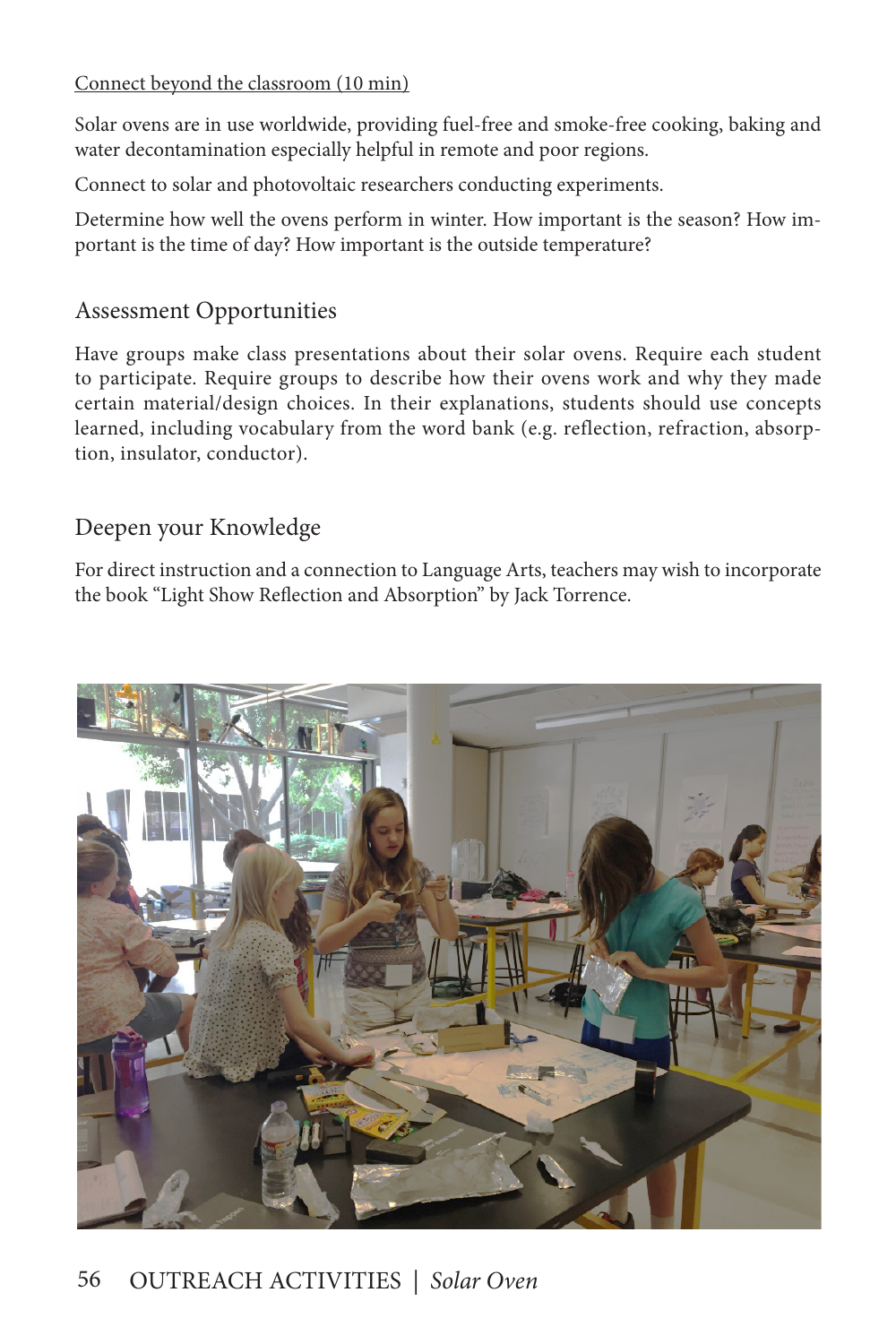Connect beyond the classroom (10 min)

Solar ovens are in use worldwide, providing fuel-free and smoke-free cooking, baking and water decontamination especially helpful in remote and poor regions.

Connect to solar and photovoltaic researchers conducting experiments.

Determine how well the ovens perform in winter. How important is the season? How important is the time of day? How important is the outside temperature?

## Assessment Opportunities

Have groups make class presentations about their solar ovens. Require each student to participate. Require groups to describe how their ovens work and why they made certain material/design choices. In their explanations, students should use concepts learned, including vocabulary from the word bank (e.g. reflection, refraction, absorption, insulator, conductor).

## Deepen your Knowledge

For direct instruction and a connection to Language Arts, teachers may wish to incorporate the book "Light Show Reflection and Absorption" by Jack Torrence.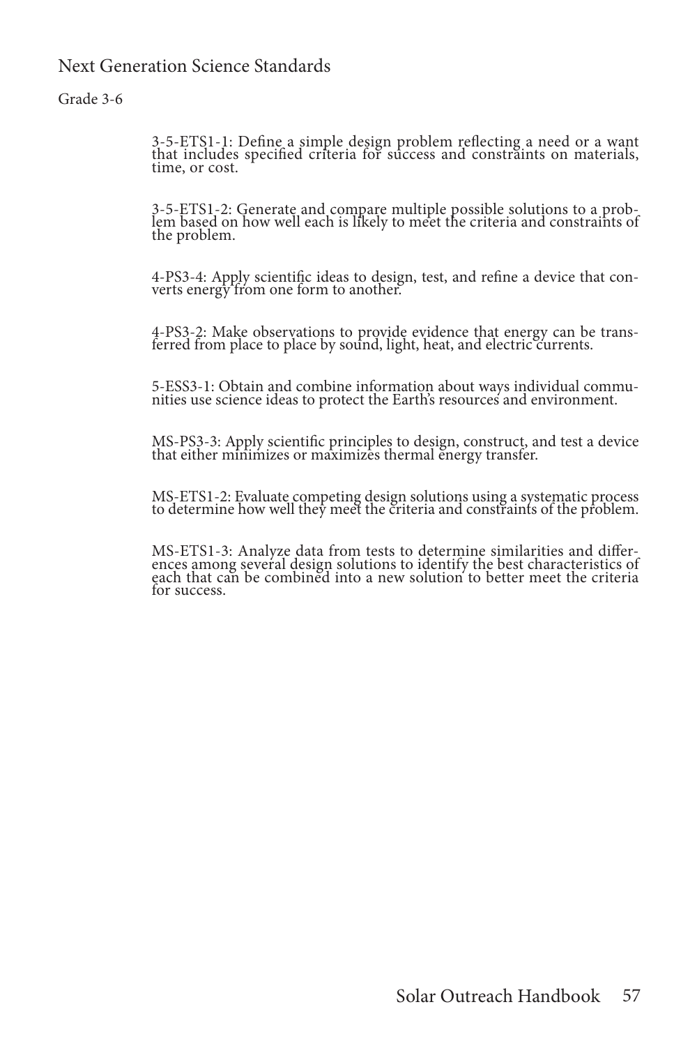## Next Generation Science Standards

Grade 3-6

3-5-ETS1-1: Define a simple design problem reflecting a need or a want that includes specified criteria for success and constraints on materials, time, or cost.

3-5-ETS1-2: Generate and compare multiple possible solutions to a problem based on how well each is likely to meet the criteria and constraints of the problem.

4-PS3-4: Apply scientific ideas to design, test, and refine a device that converts energy from one form to another.

4-PS3-2: Make observations to provide evidence that energy can be transferred from place to place by sound, light, heat, and electric currents.

5-ESS3-1: Obtain and combine information about ways individual communities use science ideas to protect the Earth's resources and environment.

MS-PS3-3: Apply scientific principles to design, construct, and test a device that either minimizes or maximizes thermal energy transfer.

MS-ETS1-2: Evaluate competing design solutions using a systematic process to determine how well they meet the criteria and constraints of the problem.

MS-ETS1-3: Analyze data from tests to determine similarities and differences among several design solutions to identify the best characteristics of each that can be combined into a new solution to better meet the criteria for success.